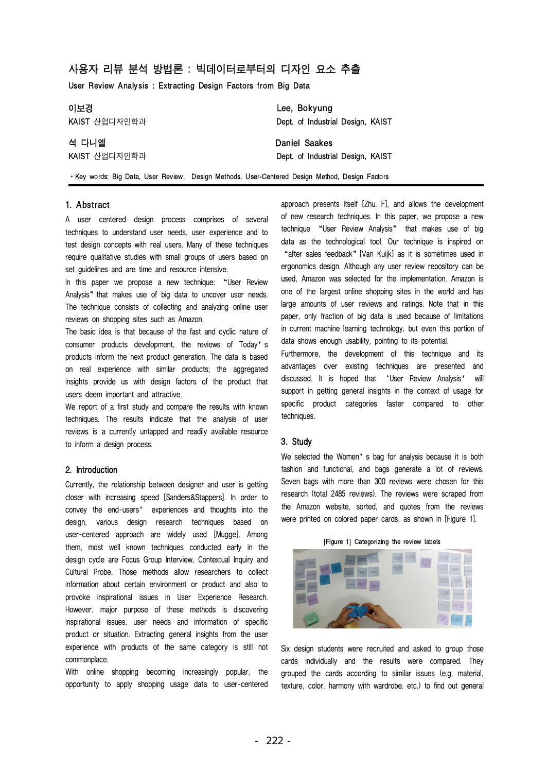# 사용자 리뷰 분석 방법론 : 빅데이터로부터의 디자인 요소 추출

User Review Analysis : Extracting Design Factors from Big Data

이보경
KAIST 산업디자인학과

Lee, Bokyung
Dept. of Industrial Design, KAIST

석 다니엘
KAIST 산업디자인학과

Daniel Saakes
Dept. of Industrial Design, KAIST

・Key words: Big Data, User Review, Design Methods, User-Centered Design Method, Design Factors

## 1. Abstract

A user centered design process comprises of several techniques to understand user needs, user experience and to test design concepts with real users. Many of these techniques require qualitative studies with small groups of users based on set guidelines and are time and resource intensive.

In this paper we propose a new technique: "User Review Analysis" that makes use of big data to uncover user needs. The technique consists of collecting and analyzing online user reviews on shopping sites such as Amazon.

The basic idea is that because of the fast and cyclic nature of consumer products development, the reviews of Today's products inform the next product generation. The data is based on real experience with similar products; the aggregated insights provide us with design factors of the product that users deem important and attractive.

We report of a first study and compare the results with known techniques. The results indicate that the analysis of user reviews is a currently untapped and readily available resource to inform a design process.

## 2. Introduction

Currently, the relationship between designer and user is getting closer with increasing speed [Sanders&Stappers]. In order to convey the end-users' experiences and thoughts into the design, various design research techniques based on user-centered approach are widely used [Mugge]. Among them, most well known techniques conducted early in the design cycle are Focus Group Interview, Contextual Inquiry and Cultural Probe. Those methods allow researchers to collect information about certain environment or product and also to provoke inspirational issues in User Experience Research. However, major purpose of these methods is discovering inspirational issues, user needs and information of specific product or situation. Extracting general insights from the user experience with products of the same category is still not commonplace.

With online shopping becoming increasingly popular, the opportunity to apply shopping usage data to user-centered approach presents itself [Zhu. F], and allows the development of new research techniques. In this paper, we propose a new technique "User Review Analysis" that makes use of big data as the technological tool. Our technique is inspired on "after sales feedback" [Van Kuijk] as it is sometimes used in ergonomics design. Although any user review repository can be used, Amazon was selected for the implementation. Amazon is one of the largest online shopping sites in the world and has large amounts of user reviews and ratings. Note that in this paper, only fraction of big data is used because of limitations in current machine learning technology, but even this portion of data shows enough usability, pointing to its potential.

Furthermore, the development of this technique and its advantages over existing techniques are presented and discussed. It is hoped that 'User Review Analysis' will support in getting general insights in the context of usage for specific product categories faster compared to other techniques.

## 3. Study

We selected the Women's bag for analysis because it is both fashion and functional, and bags generate a lot of reviews. Seven bags with more than 300 reviews were chosen for this research (total 2485 reviews). The reviews were scraped from the Amazon website, sorted, and quotes from the reviews were printed on colored paper cards, as shown in [Figure 1].

[Figure 1] Categorizing the review labels

Six design students were recruited and asked to group those cards individually and the results were compared. They grouped the cards according to similar issues (e.g. material, texture, color, harmony with wardrobe. etc.) to find out general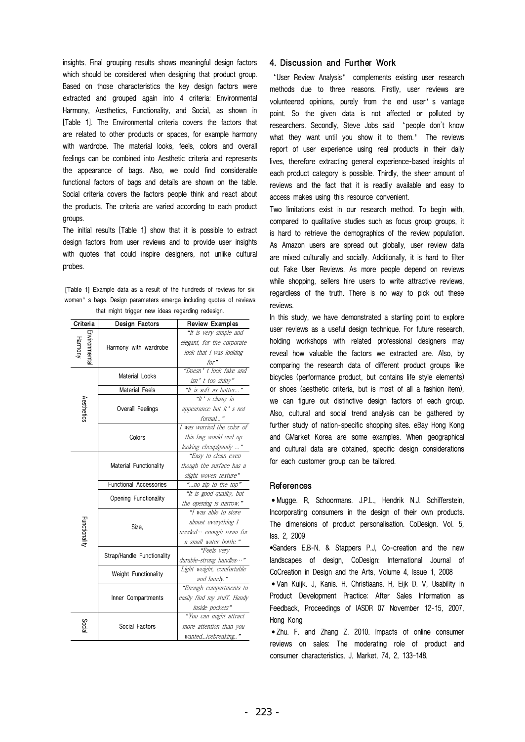insights. Final grouping results shows meaningful design factors which should be considered when designing that product group. Based on those characteristics the key design factors were extracted and grouped again into 4 criteria: Environmental Harmony, Aesthetics, Functionality, and Social, as shown in [Table 1]. The Environmental criteria covers the factors that are related to other products or spaces, for example harmony with wardrobe. The material looks, feels, colors and overall feelings can be combined into Aesthetic criteria and represents the appearance of bags. Also, we could find considerable functional factors of bags and details are shown on the table. Social criteria covers the factors people think and react about the products. The criteria are varied according to each product groups.

The initial results [Table 1] show that it is possible to extract design factors from user reviews and to provide user insights with quotes that could inspire designers, not unlike cultural probes.

**[Table 1]** Example data as a result of the hundreds of reviews for six women's bags. Design parameters emerge including quotes of reviews that might trigger new ideas regarding redesign.

| Criteria | Design Factors | Review Examples |
|---|---|---|
| Environmental Harmony | Harmony with wardrobe | *"It is very simple and elegant, for the corporate look that I was looking for"* |
| Aesthetics | Material Looks | *"Doesn't look fake and isn't too shiny"* |
| | Material Feels | *"It is soft as butter..."* |
| | Overall Feelings | *"It's classy in appearance but it's not formal..."* |
| | Colors | *I was worried the color of this bag would end up looking cheap/gaudy ..."* |
| Functionality | Material Functionality | *"Easy to clean even though the surface has a slight woven texture"* |
| | Functional Accessories | *"...no zip to the top"* |
| | Opening Functionality | *"It is good quality, but the opening is narrow."* |
| | Size, | *"I was able to store almost everything I needed… enough room for a small water bottle."* |
| | Strap/Handle Functionality | *"Feels very durable-strong handles…"* |
| | Weight Functionality | *Light weight, comfortable and handy."* |
| | Inner Compartments | *"Enough compartments to easily find my stuff. Handy inside pockets"* |
| Social | Social Factors | *"You can might attract more attention than you wanted...icebreaking.."* |

## 4. Discussion and Further Work

'User Review Analysis' complements existing user research methods due to three reasons. Firstly, user reviews are volunteered opinions, purely from the end user's vantage point. So the given data is not affected or polluted by researchers. Secondly, Steve Jobs said 'people don't know what they want until you show it to them.' The reviews report of user experience using real products in their daily lives, therefore extracting general experience-based insights of each product category is possible. Thirdly, the sheer amount of reviews and the fact that it is readily available and easy to access makes using this resource convenient.

Two limitations exist in our research method. To begin with, compared to qualitative studies such as focus group groups, it is hard to retrieve the demographics of the review population. As Amazon users are spread out globally, user review data are mixed culturally and socially. Additionally, it is hard to filter out Fake User Reviews. As more people depend on reviews while shopping, sellers hire users to write attractive reviews, regardless of the truth. There is no way to pick out these reviews.

In this study, we have demonstrated a starting point to explore user reviews as a useful design technique. For future research, holding workshops with related professional designers may reveal how valuable the factors we extracted are. Also, by comparing the research data of different product groups like bicycles (performance product, but contains life style elements) or shoes (aesthetic criteria, but is most of all a fashion item), we can figure out distinctive design factors of each group. Also, cultural and social trend analysis can be gathered by further study of nation-specific shopping sites. eBay Hong Kong and GMarket Korea are some examples. When geographical and cultural data are obtained, specific design considerations for each customer group can be tailored.

### References

- Mugge. R, Schoormans. J.P.L., Hendrik N.J. Schifferstein, Incorporating consumers in the design of their own products. The dimensions of product personalisation. CoDesign. Vol. 5, Iss. 2, 2009
- Sanders E.B-N. & Stappers P.J, Co-creation and the new landscapes of design, CoDesign: International Journal of CoCreation in Design and the Arts, Volume 4, Issue 1, 2008
- Van Kuijk. J, Kanis. H, Christiaans. H, Eijk D. V, Usability in Product Development Practice: After Sales Information as Feedback, Proceedings of IASDR 07 November 12-15, 2007, Hong Kong
- Zhu. F. and Zhang Z. 2010. Impacts of online consumer reviews on sales: The moderating role of product and consumer characteristics. J. Market. 74, 2, 133–148.